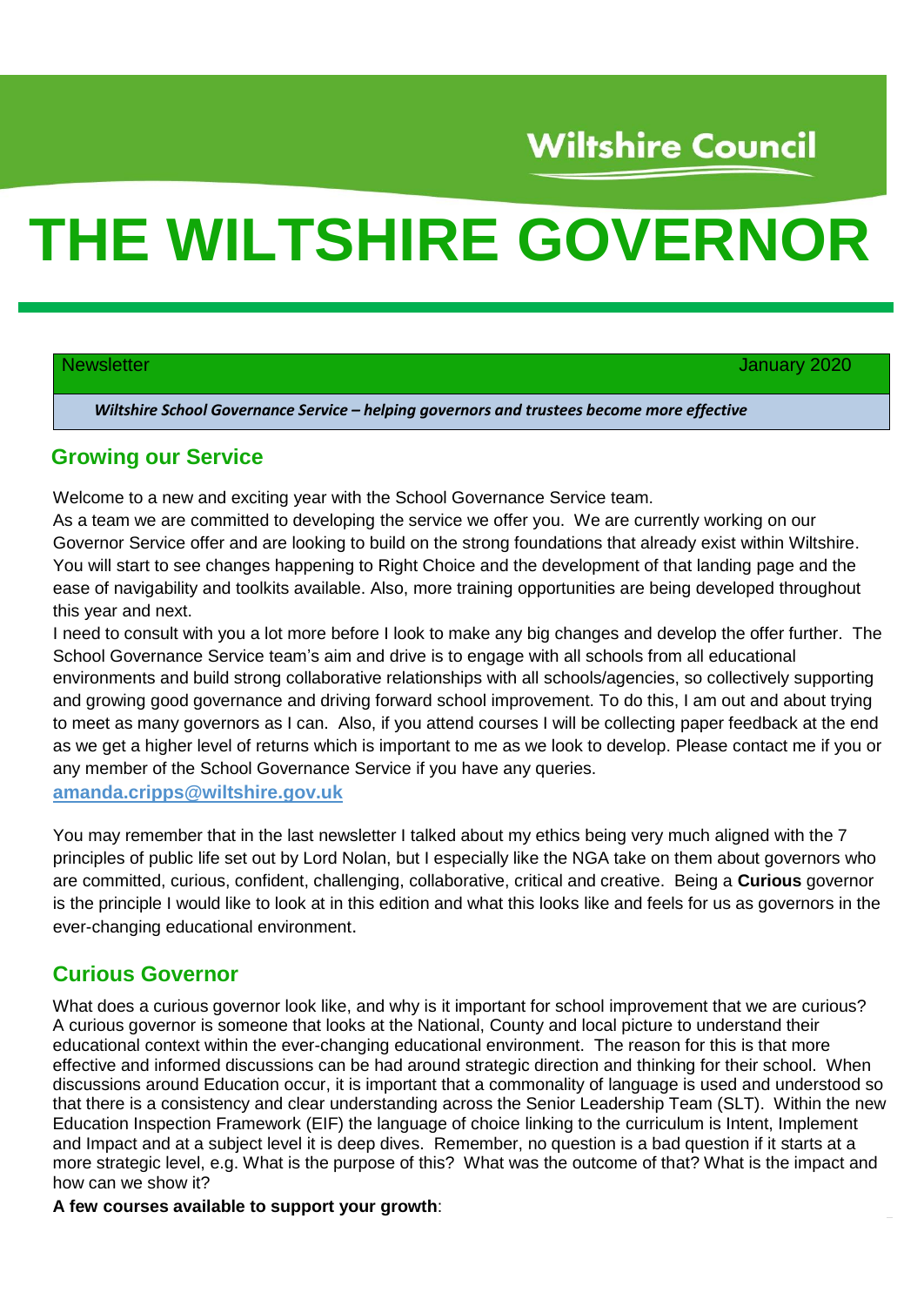Wiltshire Council

# THE WILTSHIRE GOVERNOR

Newsletter January 2020

***Wiltshire School Governance Service – helping governors and trustees become more effective***

## Growing our Service

Welcome to a new and exciting year with the School Governance Service team.

As a team we are committed to developing the service we offer you. We are currently working on our Governor Service offer and are looking to build on the strong foundations that already exist within Wiltshire. You will start to see changes happening to Right Choice and the development of that landing page and the ease of navigability and toolkits available. Also, more training opportunities are being developed throughout this year and next.

I need to consult with you a lot more before I look to make any big changes and develop the offer further. The School Governance Service team's aim and drive is to engage with all schools from all educational environments and build strong collaborative relationships with all schools/agencies, so collectively supporting and growing good governance and driving forward school improvement. To do this, I am out and about trying to meet as many governors as I can. Also, if you attend courses I will be collecting paper feedback at the end as we get a higher level of returns which is important to me as we look to develop. Please contact me if you or any member of the School Governance Service if you have any queries.

**amanda.cripps@wiltshire.gov.uk**

You may remember that in the last newsletter I talked about my ethics being very much aligned with the 7 principles of public life set out by Lord Nolan, but I especially like the NGA take on them about governors who are committed, curious, confident, challenging, collaborative, critical and creative. Being a **Curious** governor is the principle I would like to look at in this edition and what this looks like and feels for us as governors in the ever-changing educational environment.

## Curious Governor

What does a curious governor look like, and why is it important for school improvement that we are curious? A curious governor is someone that looks at the National, County and local picture to understand their educational context within the ever-changing educational environment. The reason for this is that more effective and informed discussions can be had around strategic direction and thinking for their school. When discussions around Education occur, it is important that a commonality of language is used and understood so that there is a consistency and clear understanding across the Senior Leadership Team (SLT). Within the new Education Inspection Framework (EIF) the language of choice linking to the curriculum is Intent, Implement and Impact and at a subject level it is deep dives. Remember, no question is a bad question if it starts at a more strategic level, e.g. What is the purpose of this? What was the outcome of that? What is the impact and how can we show it?

**A few courses available to support your growth**: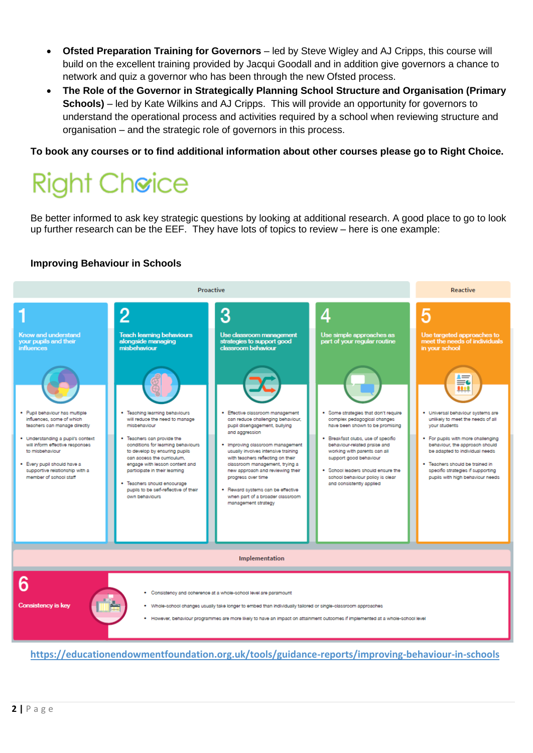- **Ofsted Preparation Training for Governors** – led by Steve Wigley and AJ Cripps, this course will build on the excellent training provided by Jacqui Goodall and in addition give governors a chance to network and quiz a governor who has been through the new Ofsted process.
- **The Role of the Governor in Strategically Planning School Structure and Organisation (Primary Schools)** – led by Kate Wilkins and AJ Cripps. This will provide an opportunity for governors to understand the operational process and activities required by a school when reviewing structure and organisation – and the strategic role of governors in this process.

**To book any courses or to find additional information about other courses please go to Right Choice.**

Right Choice

Be better informed to ask key strategic questions by looking at additional research. A good place to go to look up further research can be the EEF. They have lots of topics to review – here is one example:

**Improving Behaviour in Schools**

**Proactive**

**1 Know and understand your pupils and their influences**

- Pupil behaviour has multiple influences, some of which teachers can manage directly
- Understanding a pupil's context will inform effective responses to misbehaviour
- Every pupil should have a supportive relationship with a member of school staff

**2 Teach learning behaviours alongside managing misbehaviour**

- Teaching learning behaviours will reduce the need to manage misbehaviour
- Teachers can provide the conditions for learning behaviours to develop by ensuring pupils can access the curriculum, engage with lesson content and participate in their learning
- Teachers should encourage pupils to be self-reflective of their own behaviours

**3 Use classroom management strategies to support good classroom behaviour**

- Effective classroom management can reduce challenging behaviour, pupil disengagement, bullying and aggression
- Improving classroom management usually involves intensive training with teachers reflecting on their classroom management, trying a new approach and reviewing their progress over time
- Reward systems can be effective when part of a broader classroom management strategy

**4 Use simple approaches as part of your regular routine**

- Some strategies that don't require complex pedagogical changes have been shown to be promising
- Breakfast clubs, use of specific behaviour-related praise and working with parents can all support good behaviour
- School leaders should ensure the school behaviour policy is clear and consistently applied

**Reactive**

**5 Use targeted approaches to meet the needs of individuals in your school**

- Universal behaviour systems are unlikely to meet the needs of all your students
- For pupils with more challenging behaviour, the approach should be adapted to individual needs
- Teachers should be trained in specific strategies if supporting pupils with high behaviour needs

**Implementation**

**6 Consistency is key**

- Consistency and coherence at a whole-school level are paramount
- Whole-school changes usually take longer to embed than individually tailored or single-classroom approaches
- However, behaviour programmes are more likely to have an impact on attainment outcomes if implemented at a whole-school level

https://educationendowmentfoundation.org.uk/tools/guidance-reports/improving-behaviour-in-schools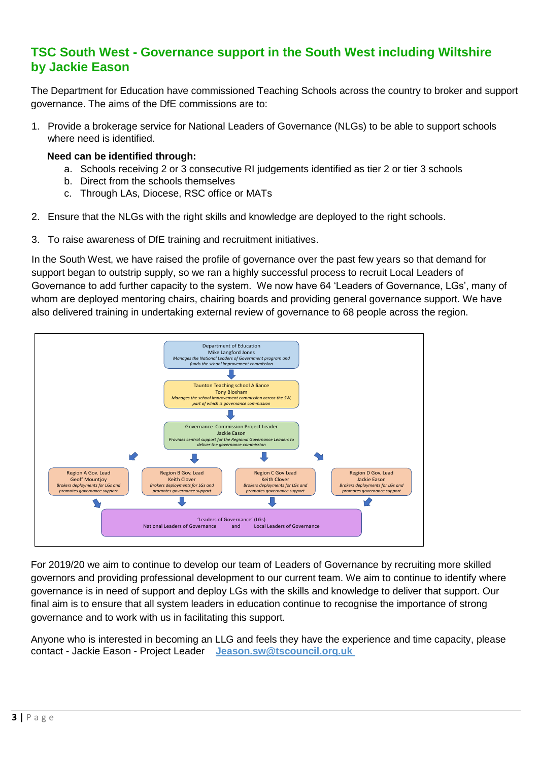## TSC South West - Governance support in the South West including Wiltshire by Jackie Eason

The Department for Education have commissioned Teaching Schools across the country to broker and support governance. The aims of the DfE commissions are to:

1. Provide a brokerage service for National Leaders of Governance (NLGs) to be able to support schools where need is identified.

   **Need can be identified through:**

   a. Schools receiving 2 or 3 consecutive RI judgements identified as tier 2 or tier 3 schools
   b. Direct from the schools themselves
   c. Through LAs, Diocese, RSC office or MATs

2. Ensure that the NLGs with the right skills and knowledge are deployed to the right schools.

3. To raise awareness of DfE training and recruitment initiatives.

In the South West, we have raised the profile of governance over the past few years so that demand for support began to outstrip supply, so we ran a highly successful process to recruit Local Leaders of Governance to add further capacity to the system. We now have 64 'Leaders of Governance, LGs', many of whom are deployed mentoring chairs, chairing boards and providing general governance support. We have also delivered training in undertaking external review of governance to 68 people across the region.

Department of Education
Mike Langford Jones
*Manages the National Leaders of Government program and funds the school improvement commission*

↓

Taunton Teaching school Alliance
Tony Bloxham
*Manages the school improvement commission across the SW, part of which is governance commission*

↓

Governance Commission Project Leader
Jackie Eason
*Provides central support for the Regional Governance Leaders to deliver the governance commission*

↓

| Region A Gov. Lead | Region B Gov. Lead | Region C Gov Lead | Region D Gov. Lead |
| --- | --- | --- | --- |
| Geoff Mountjoy | Keith Clover | Keith Clover | Jackie Eason |
| *Brokers deployments for LGs and promotes governance support* | *Brokers deployments for LGs and promotes governance support* | *Brokers deployments for LGs and promotes governance support* | *Brokers deployments for LGs and promotes governance support* |

↓

'Leaders of Governance' (LGs)
National Leaders of Governance and Local Leaders of Governance

For 2019/20 we aim to continue to develop our team of Leaders of Governance by recruiting more skilled governors and providing professional development to our current team. We aim to continue to identify where governance is in need of support and deploy LGs with the skills and knowledge to deliver that support. Our final aim is to ensure that all system leaders in education continue to recognise the importance of strong governance and to work with us in facilitating this support.

Anyone who is interested in becoming an LLG and feels they have the experience and time capacity, please contact - Jackie Eason - Project Leader **Jeason.sw@tscouncil.org.uk**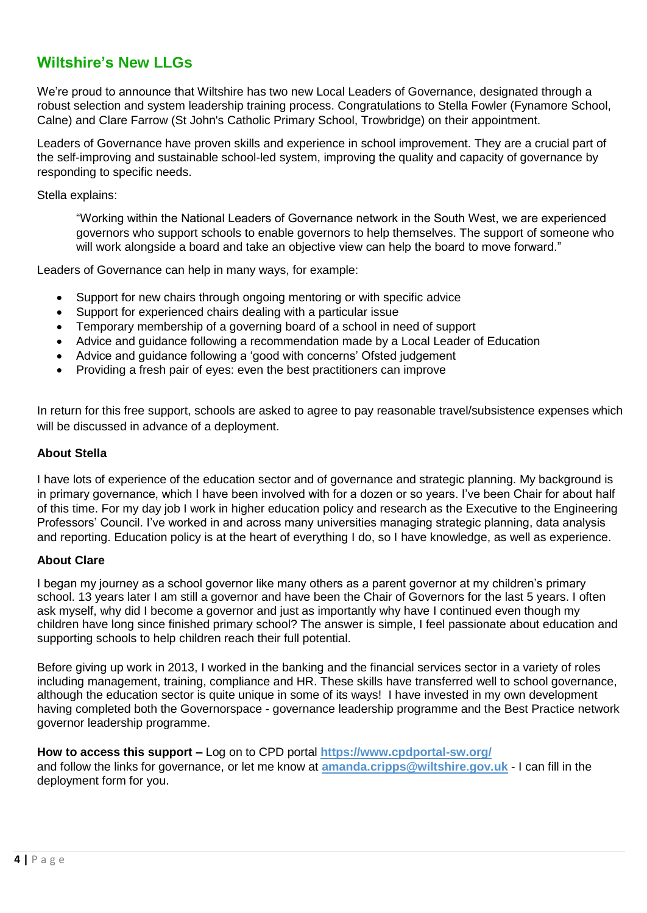## Wiltshire's New LLGs

We're proud to announce that Wiltshire has two new Local Leaders of Governance, designated through a robust selection and system leadership training process. Congratulations to Stella Fowler (Fynamore School, Calne) and Clare Farrow (St John's Catholic Primary School, Trowbridge) on their appointment.

Leaders of Governance have proven skills and experience in school improvement. They are a crucial part of the self-improving and sustainable school-led system, improving the quality and capacity of governance by responding to specific needs.

Stella explains:

> "Working within the National Leaders of Governance network in the South West, we are experienced governors who support schools to enable governors to help themselves. The support of someone who will work alongside a board and take an objective view can help the board to move forward."

Leaders of Governance can help in many ways, for example:

- Support for new chairs through ongoing mentoring or with specific advice
- Support for experienced chairs dealing with a particular issue
- Temporary membership of a governing board of a school in need of support
- Advice and guidance following a recommendation made by a Local Leader of Education
- Advice and guidance following a 'good with concerns' Ofsted judgement
- Providing a fresh pair of eyes: even the best practitioners can improve

In return for this free support, schools are asked to agree to pay reasonable travel/subsistence expenses which will be discussed in advance of a deployment.

**About Stella**

I have lots of experience of the education sector and of governance and strategic planning. My background is in primary governance, which I have been involved with for a dozen or so years. I've been Chair for about half of this time. For my day job I work in higher education policy and research as the Executive to the Engineering Professors' Council. I've worked in and across many universities managing strategic planning, data analysis and reporting. Education policy is at the heart of everything I do, so I have knowledge, as well as experience.

**About Clare**

I began my journey as a school governor like many others as a parent governor at my children's primary school. 13 years later I am still a governor and have been the Chair of Governors for the last 5 years. I often ask myself, why did I become a governor and just as importantly why have I continued even though my children have long since finished primary school? The answer is simple, I feel passionate about education and supporting schools to help children reach their full potential.

Before giving up work in 2013, I worked in the banking and the financial services sector in a variety of roles including management, training, compliance and HR. These skills have transferred well to school governance, although the education sector is quite unique in some of its ways! I have invested in my own development having completed both the Governorspace - governance leadership programme and the Best Practice network governor leadership programme.

**How to access this support –** Log on to CPD portal **https://www.cpdportal-sw.org/** and follow the links for governance, or let me know at **amanda.cripps@wiltshire.gov.uk** - I can fill in the deployment form for you.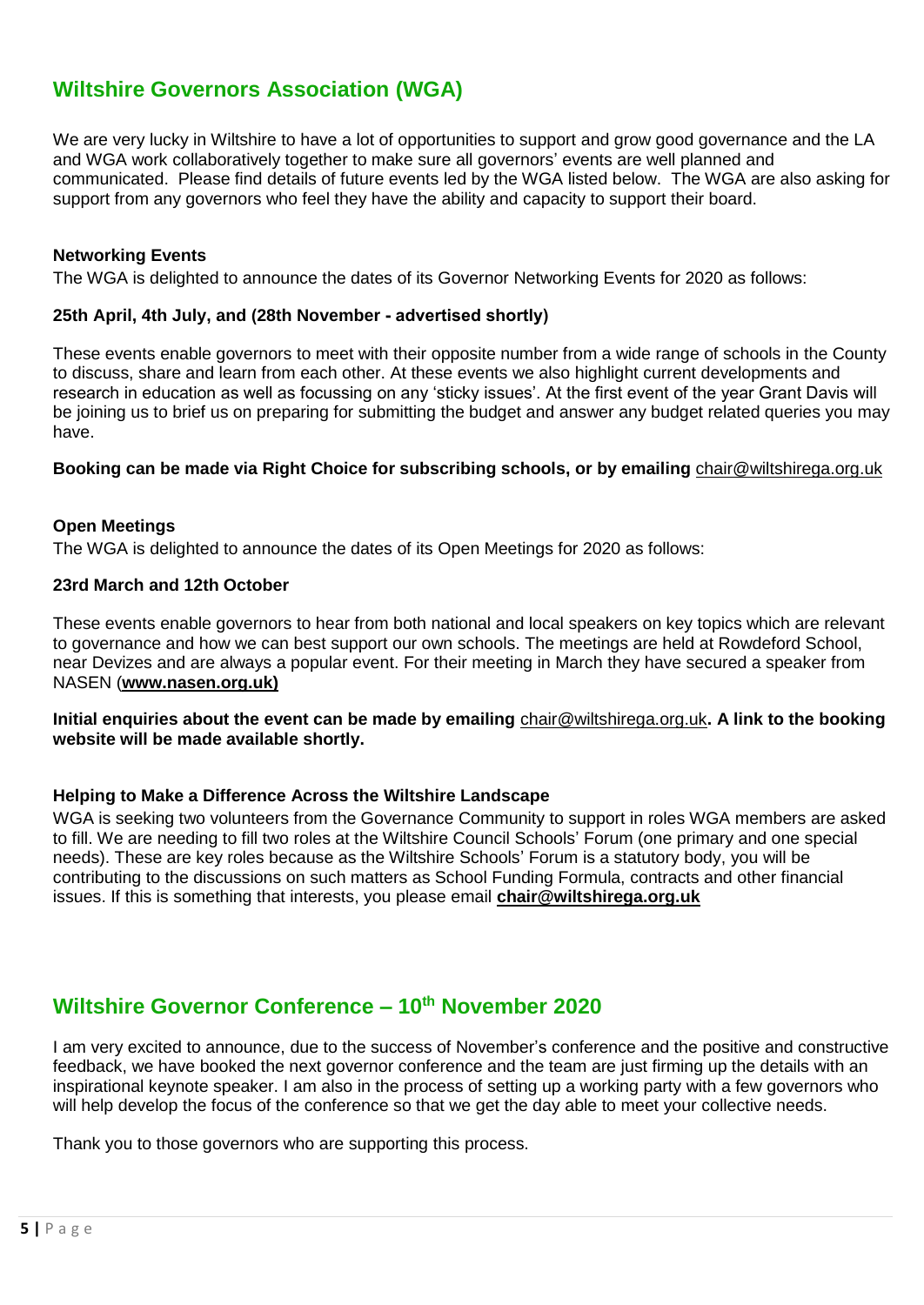## Wiltshire Governors Association (WGA)

We are very lucky in Wiltshire to have a lot of opportunities to support and grow good governance and the LA and WGA work collaboratively together to make sure all governors' events are well planned and communicated. Please find details of future events led by the WGA listed below. The WGA are also asking for support from any governors who feel they have the ability and capacity to support their board.

### Networking Events

The WGA is delighted to announce the dates of its Governor Networking Events for 2020 as follows:

**25th April, 4th July, and (28th November - advertised shortly)**

These events enable governors to meet with their opposite number from a wide range of schools in the County to discuss, share and learn from each other. At these events we also highlight current developments and research in education as well as focussing on any 'sticky issues'. At the first event of the year Grant Davis will be joining us to brief us on preparing for submitting the budget and answer any budget related queries you may have.

**Booking can be made via Right Choice for subscribing schools, or by emailing** chair@wiltshirega.org.uk

### Open Meetings

The WGA is delighted to announce the dates of its Open Meetings for 2020 as follows:

**23rd March and 12th October**

These events enable governors to hear from both national and local speakers on key topics which are relevant to governance and how we can best support our own schools. The meetings are held at Rowdeford School, near Devizes and are always a popular event. For their meeting in March they have secured a speaker from NASEN (**www.nasen.org.uk)**

**Initial enquiries about the event can be made by emailing** chair@wiltshirega.org.uk**. A link to the booking website will be made available shortly.**

### Helping to Make a Difference Across the Wiltshire Landscape

WGA is seeking two volunteers from the Governance Community to support in roles WGA members are asked to fill. We are needing to fill two roles at the Wiltshire Council Schools' Forum (one primary and one special needs). These are key roles because as the Wiltshire Schools' Forum is a statutory body, you will be contributing to the discussions on such matters as School Funding Formula, contracts and other financial issues. If this is something that interests, you please email **chair@wiltshirega.org.uk**

## Wiltshire Governor Conference – 10th November 2020

I am very excited to announce, due to the success of November's conference and the positive and constructive feedback, we have booked the next governor conference and the team are just firming up the details with an inspirational keynote speaker. I am also in the process of setting up a working party with a few governors who will help develop the focus of the conference so that we get the day able to meet your collective needs.

Thank you to those governors who are supporting this process.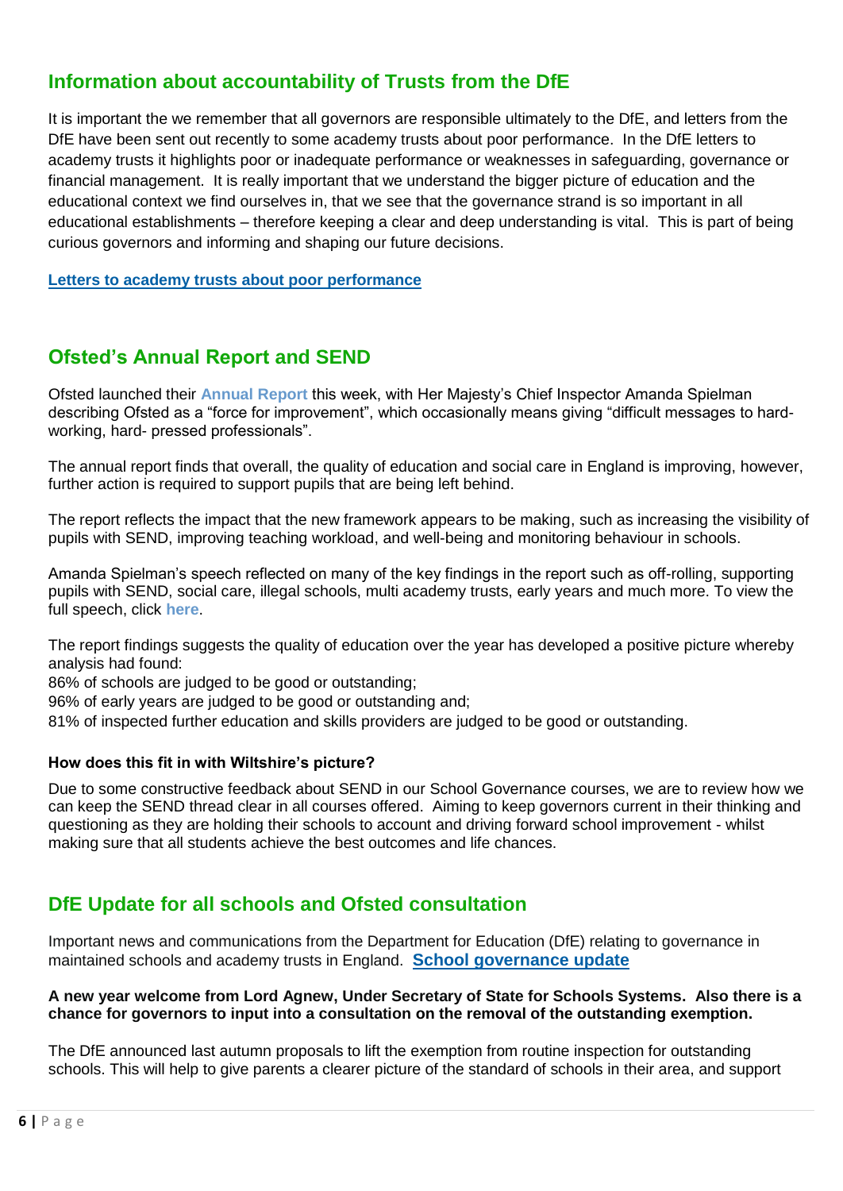## Information about accountability of Trusts from the DfE

It is important the we remember that all governors are responsible ultimately to the DfE, and letters from the DfE have been sent out recently to some academy trusts about poor performance. In the DfE letters to academy trusts it highlights poor or inadequate performance or weaknesses in safeguarding, governance or financial management. It is really important that we understand the bigger picture of education and the educational context we find ourselves in, that we see that the governance strand is so important in all educational establishments – therefore keeping a clear and deep understanding is vital. This is part of being curious governors and informing and shaping our future decisions.

**Letters to academy trusts about poor performance**

## Ofsted's Annual Report and SEND

Ofsted launched their **Annual Report** this week, with Her Majesty's Chief Inspector Amanda Spielman describing Ofsted as a "force for improvement", which occasionally means giving "difficult messages to hard-working, hard- pressed professionals".

The annual report finds that overall, the quality of education and social care in England is improving, however, further action is required to support pupils that are being left behind.

The report reflects the impact that the new framework appears to be making, such as increasing the visibility of pupils with SEND, improving teaching workload, and well-being and monitoring behaviour in schools.

Amanda Spielman's speech reflected on many of the key findings in the report such as off-rolling, supporting pupils with SEND, social care, illegal schools, multi academy trusts, early years and much more. To view the full speech, click **here**.

The report findings suggests the quality of education over the year has developed a positive picture whereby analysis had found:
86% of schools are judged to be good or outstanding;
96% of early years are judged to be good or outstanding and;
81% of inspected further education and skills providers are judged to be good or outstanding.

**How does this fit in with Wiltshire's picture?**

Due to some constructive feedback about SEND in our School Governance courses, we are to review how we can keep the SEND thread clear in all courses offered. Aiming to keep governors current in their thinking and questioning as they are holding their schools to account and driving forward school improvement - whilst making sure that all students achieve the best outcomes and life chances.

## DfE Update for all schools and Ofsted consultation

Important news and communications from the Department for Education (DfE) relating to governance in maintained schools and academy trusts in England. **School governance update**

**A new year welcome from Lord Agnew, Under Secretary of State for Schools Systems. Also there is a chance for governors to input into a consultation on the removal of the outstanding exemption.**

The DfE announced last autumn proposals to lift the exemption from routine inspection for outstanding schools. This will help to give parents a clearer picture of the standard of schools in their area, and support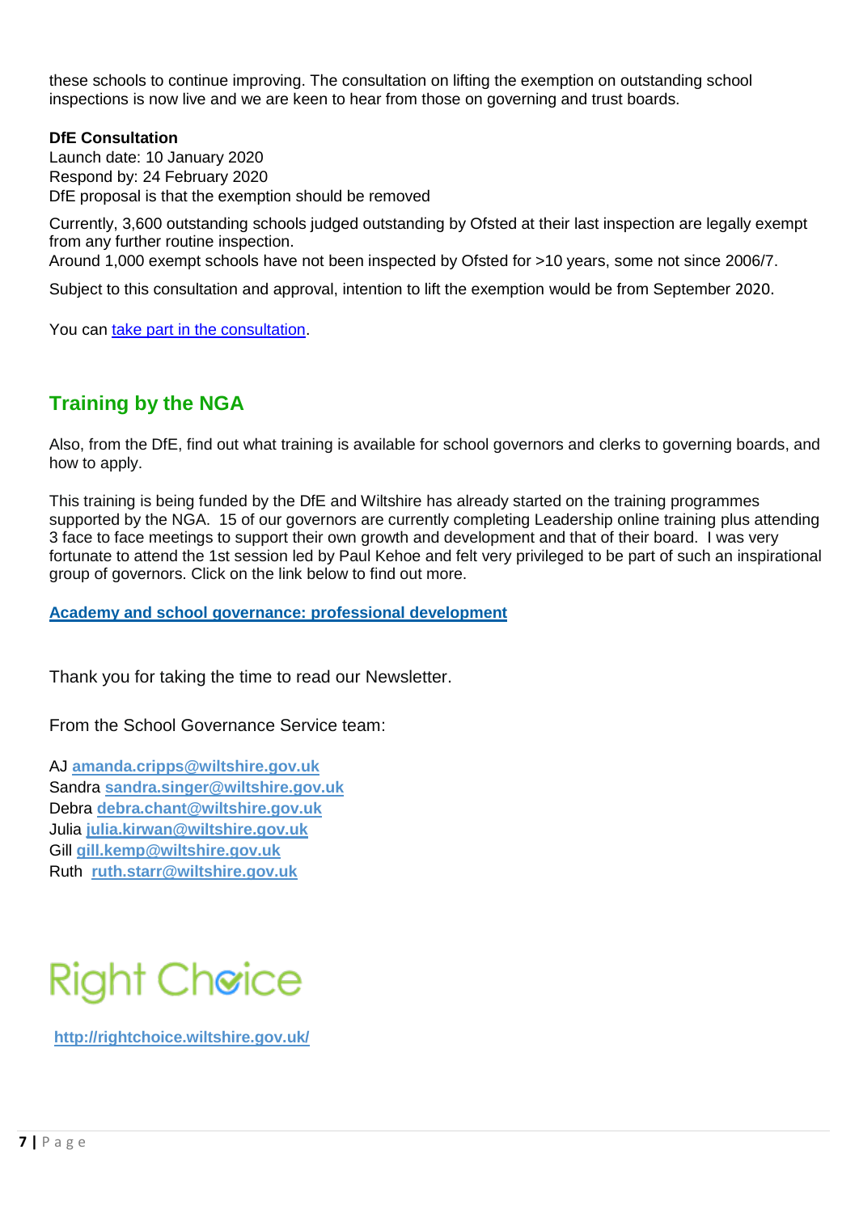these schools to continue improving. The consultation on lifting the exemption on outstanding school inspections is now live and we are keen to hear from those on governing and trust boards.

**DfE Consultation**
Launch date: 10 January 2020
Respond by: 24 February 2020
DfE proposal is that the exemption should be removed

Currently, 3,600 outstanding schools judged outstanding by Ofsted at their last inspection are legally exempt from any further routine inspection.
Around 1,000 exempt schools have not been inspected by Ofsted for >10 years, some not since 2006/7.

Subject to this consultation and approval, intention to lift the exemption would be from September 2020.

You can take part in the consultation.

## Training by the NGA

Also, from the DfE, find out what training is available for school governors and clerks to governing boards, and how to apply.

This training is being funded by the DfE and Wiltshire has already started on the training programmes supported by the NGA. 15 of our governors are currently completing Leadership online training plus attending 3 face to face meetings to support their own growth and development and that of their board. I was very fortunate to attend the 1st session led by Paul Kehoe and felt very privileged to be part of such an inspirational group of governors. Click on the link below to find out more.

**Academy and school governance: professional development**

Thank you for taking the time to read our Newsletter.

From the School Governance Service team:

AJ **amanda.cripps@wiltshire.gov.uk**
Sandra **sandra.singer@wiltshire.gov.uk**
Debra **debra.chant@wiltshire.gov.uk**
Julia **julia.kirwan@wiltshire.gov.uk**
Gill **gill.kemp@wiltshire.gov.uk**
Ruth **ruth.starr@wiltshire.gov.uk**

Right Choice

**http://rightchoice.wiltshire.gov.uk/**